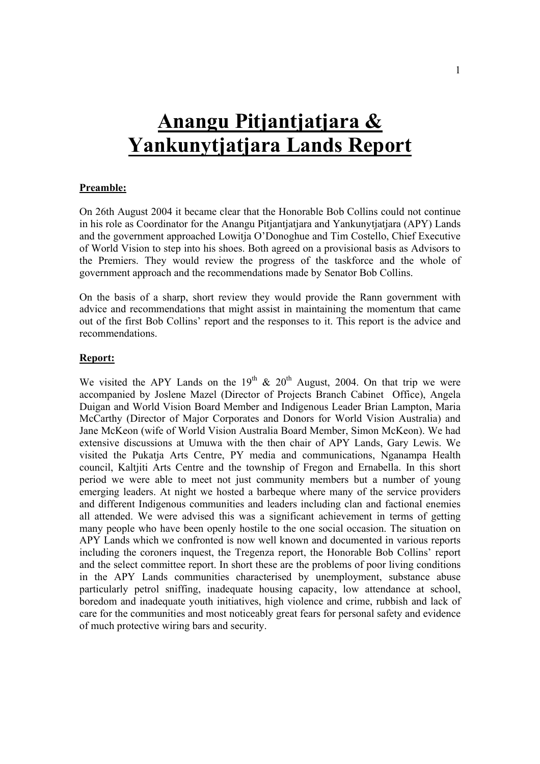# Anangu Pitjantjatjara & Yankunytjatjara Lands Report

**Preamble:**

On 26th August 2004 it became clear that the Honorable Bob Collins could not continue in his role as Coordinator for the Anangu Pitjantjatjara and Yankunytjatjara (APY) Lands and the government approached Lowitja O'Donoghue and Tim Costello, Chief Executive of World Vision to step into his shoes. Both agreed on a provisional basis as Advisors to the Premiers. They would review the progress of the taskforce and the whole of government approach and the recommendations made by Senator Bob Collins.

On the basis of a sharp, short review they would provide the Rann government with advice and recommendations that might assist in maintaining the momentum that came out of the first Bob Collins' report and the responses to it. This report is the advice and recommendations.

**Report:**

We visited the APY Lands on the 19th & 20th August, 2004. On that trip we were accompanied by Joslene Mazel (Director of Projects Branch Cabinet Office), Angela Duigan and World Vision Board Member and Indigenous Leader Brian Lampton, Maria McCarthy (Director of Major Corporates and Donors for World Vision Australia) and Jane McKeon (wife of World Vision Australia Board Member, Simon McKeon). We had extensive discussions at Umuwa with the then chair of APY Lands, Gary Lewis. We visited the Pukatja Arts Centre, PY media and communications, Nganampa Health council, Kaltjiti Arts Centre and the township of Fregon and Ernabella. In this short period we were able to meet not just community members but a number of young emerging leaders. At night we hosted a barbeque where many of the service providers and different Indigenous communities and leaders including clan and factional enemies all attended. We were advised this was a significant achievement in terms of getting many people who have been openly hostile to the one social occasion. The situation on APY Lands which we confronted is now well known and documented in various reports including the coroners inquest, the Tregenza report, the Honorable Bob Collins' report and the select committee report. In short these are the problems of poor living conditions in the APY Lands communities characterised by unemployment, substance abuse particularly petrol sniffing, inadequate housing capacity, low attendance at school, boredom and inadequate youth initiatives, high violence and crime, rubbish and lack of care for the communities and most noticeably great fears for personal safety and evidence of much protective wiring bars and security.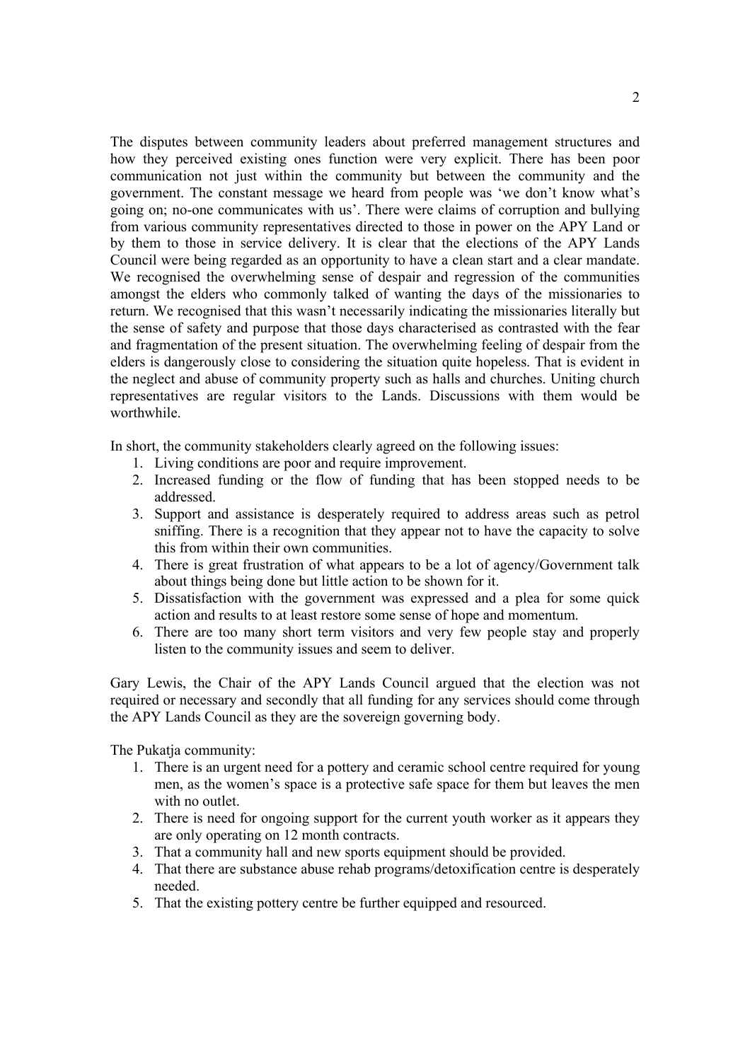The disputes between community leaders about preferred management structures and how they perceived existing ones function were very explicit. There has been poor communication not just within the community but between the community and the government. The constant message we heard from people was 'we don't know what's going on; no-one communicates with us'. There were claims of corruption and bullying from various community representatives directed to those in power on the APY Land or by them to those in service delivery. It is clear that the elections of the APY Lands Council were being regarded as an opportunity to have a clean start and a clear mandate. We recognised the overwhelming sense of despair and regression of the communities amongst the elders who commonly talked of wanting the days of the missionaries to return. We recognised that this wasn't necessarily indicating the missionaries literally but the sense of safety and purpose that those days characterised as contrasted with the fear and fragmentation of the present situation. The overwhelming feeling of despair from the elders is dangerously close to considering the situation quite hopeless. That is evident in the neglect and abuse of community property such as halls and churches. Uniting church representatives are regular visitors to the Lands. Discussions with them would be worthwhile.

In short, the community stakeholders clearly agreed on the following issues:

1. Living conditions are poor and require improvement.
2. Increased funding or the flow of funding that has been stopped needs to be addressed.
3. Support and assistance is desperately required to address areas such as petrol sniffing. There is a recognition that they appear not to have the capacity to solve this from within their own communities.
4. There is great frustration of what appears to be a lot of agency/Government talk about things being done but little action to be shown for it.
5. Dissatisfaction with the government was expressed and a plea for some quick action and results to at least restore some sense of hope and momentum.
6. There are too many short term visitors and very few people stay and properly listen to the community issues and seem to deliver.

Gary Lewis, the Chair of the APY Lands Council argued that the election was not required or necessary and secondly that all funding for any services should come through the APY Lands Council as they are the sovereign governing body.

The Pukatja community:

1. There is an urgent need for a pottery and ceramic school centre required for young men, as the women's space is a protective safe space for them but leaves the men with no outlet.
2. There is need for ongoing support for the current youth worker as it appears they are only operating on 12 month contracts.
3. That a community hall and new sports equipment should be provided.
4. That there are substance abuse rehab programs/detoxification centre is desperately needed.
5. That the existing pottery centre be further equipped and resourced.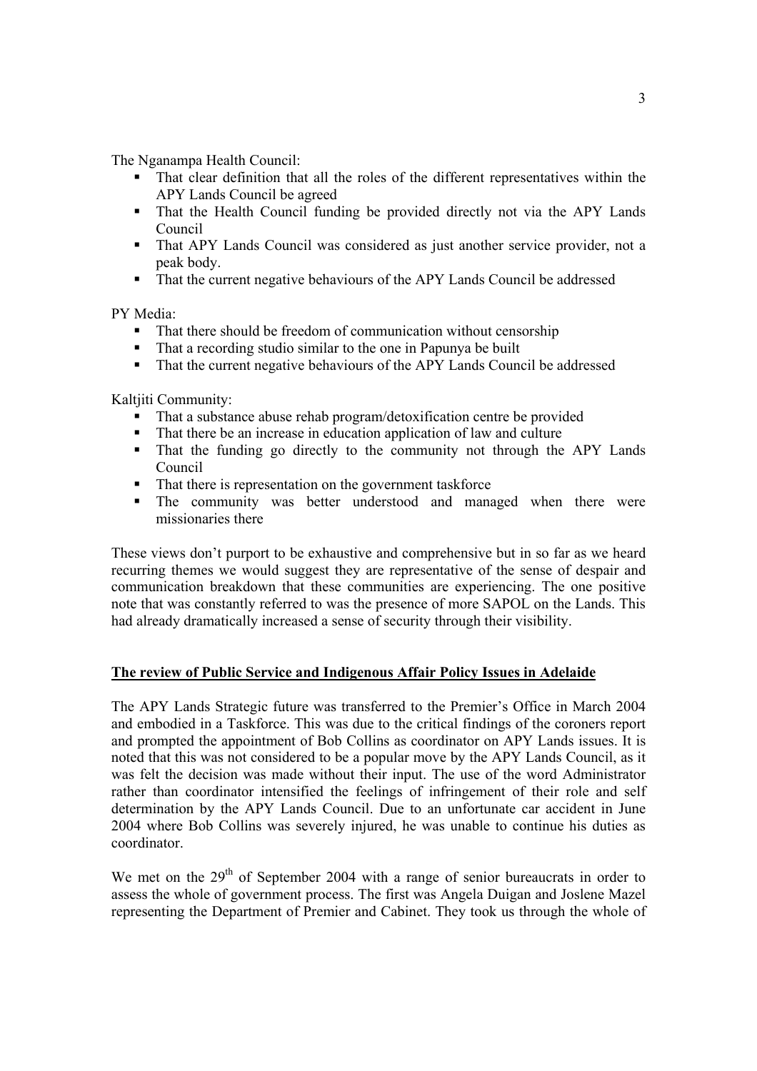The Nganampa Health Council:

- That clear definition that all the roles of the different representatives within the APY Lands Council be agreed
- That the Health Council funding be provided directly not via the APY Lands Council
- That APY Lands Council was considered as just another service provider, not a peak body.
- That the current negative behaviours of the APY Lands Council be addressed

PY Media:

- That there should be freedom of communication without censorship
- That a recording studio similar to the one in Papunya be built
- That the current negative behaviours of the APY Lands Council be addressed

Kaltjiti Community:

- That a substance abuse rehab program/detoxification centre be provided
- That there be an increase in education application of law and culture
- That the funding go directly to the community not through the APY Lands Council
- That there is representation on the government taskforce
- The community was better understood and managed when there were missionaries there

These views don't purport to be exhaustive and comprehensive but in so far as we heard recurring themes we would suggest they are representative of the sense of despair and communication breakdown that these communities are experiencing. The one positive note that was constantly referred to was the presence of more SAPOL on the Lands. This had already dramatically increased a sense of security through their visibility.

**<u>The review of Public Service and Indigenous Affair Policy Issues in Adelaide</u>**

The APY Lands Strategic future was transferred to the Premier's Office in March 2004 and embodied in a Taskforce. This was due to the critical findings of the coroners report and prompted the appointment of Bob Collins as coordinator on APY Lands issues. It is noted that this was not considered to be a popular move by the APY Lands Council, as it was felt the decision was made without their input. The use of the word Administrator rather than coordinator intensified the feelings of infringement of their role and self determination by the APY Lands Council. Due to an unfortunate car accident in June 2004 where Bob Collins was severely injured, he was unable to continue his duties as coordinator.

We met on the 29th of September 2004 with a range of senior bureaucrats in order to assess the whole of government process. The first was Angela Duigan and Joslene Mazel representing the Department of Premier and Cabinet. They took us through the whole of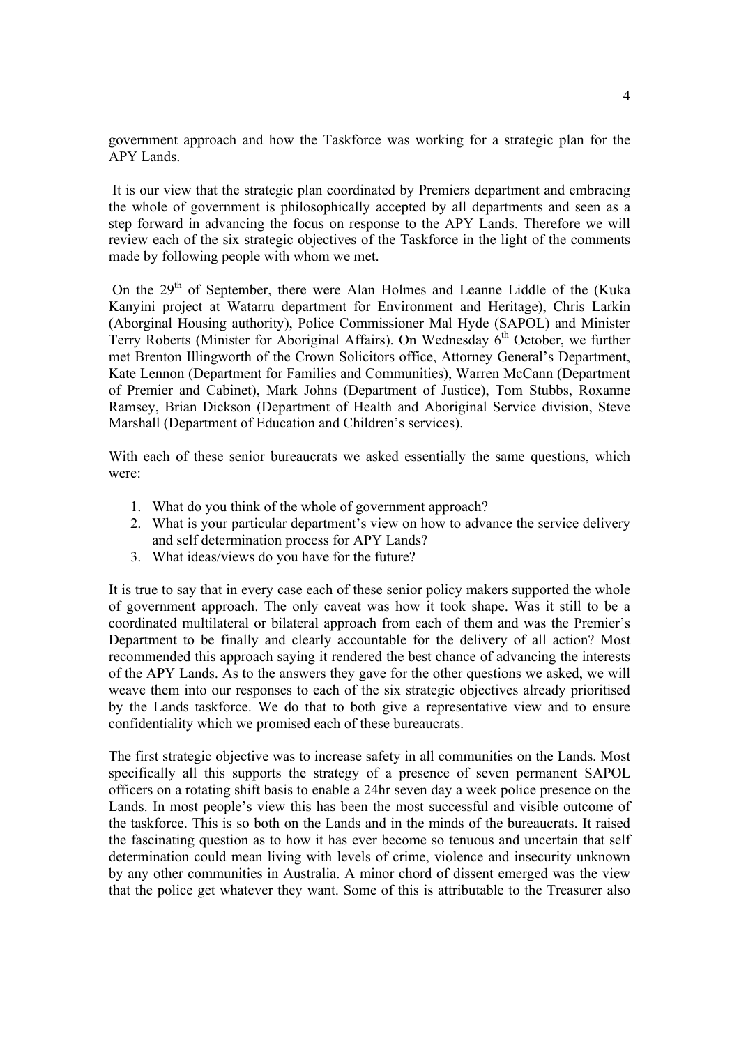government approach and how the Taskforce was working for a strategic plan for the APY Lands.

It is our view that the strategic plan coordinated by Premiers department and embracing the whole of government is philosophically accepted by all departments and seen as a step forward in advancing the focus on response to the APY Lands. Therefore we will review each of the six strategic objectives of the Taskforce in the light of the comments made by following people with whom we met.

On the 29th of September, there were Alan Holmes and Leanne Liddle of the (Kuka Kanyini project at Watarru department for Environment and Heritage), Chris Larkin (Aborginal Housing authority), Police Commissioner Mal Hyde (SAPOL) and Minister Terry Roberts (Minister for Aboriginal Affairs). On Wednesday 6th October, we further met Brenton Illingworth of the Crown Solicitors office, Attorney General's Department, Kate Lennon (Department for Families and Communities), Warren McCann (Department of Premier and Cabinet), Mark Johns (Department of Justice), Tom Stubbs, Roxanne Ramsey, Brian Dickson (Department of Health and Aboriginal Service division, Steve Marshall (Department of Education and Children's services).

With each of these senior bureaucrats we asked essentially the same questions, which were:

1. What do you think of the whole of government approach?
2. What is your particular department's view on how to advance the service delivery and self determination process for APY Lands?
3. What ideas/views do you have for the future?

It is true to say that in every case each of these senior policy makers supported the whole of government approach. The only caveat was how it took shape. Was it still to be a coordinated multilateral or bilateral approach from each of them and was the Premier's Department to be finally and clearly accountable for the delivery of all action? Most recommended this approach saying it rendered the best chance of advancing the interests of the APY Lands. As to the answers they gave for the other questions we asked, we will weave them into our responses to each of the six strategic objectives already prioritised by the Lands taskforce. We do that to both give a representative view and to ensure confidentiality which we promised each of these bureaucrats.

The first strategic objective was to increase safety in all communities on the Lands. Most specifically all this supports the strategy of a presence of seven permanent SAPOL officers on a rotating shift basis to enable a 24hr seven day a week police presence on the Lands. In most people's view this has been the most successful and visible outcome of the taskforce. This is so both on the Lands and in the minds of the bureaucrats. It raised the fascinating question as to how it has ever become so tenuous and uncertain that self determination could mean living with levels of crime, violence and insecurity unknown by any other communities in Australia. A minor chord of dissent emerged was the view that the police get whatever they want. Some of this is attributable to the Treasurer also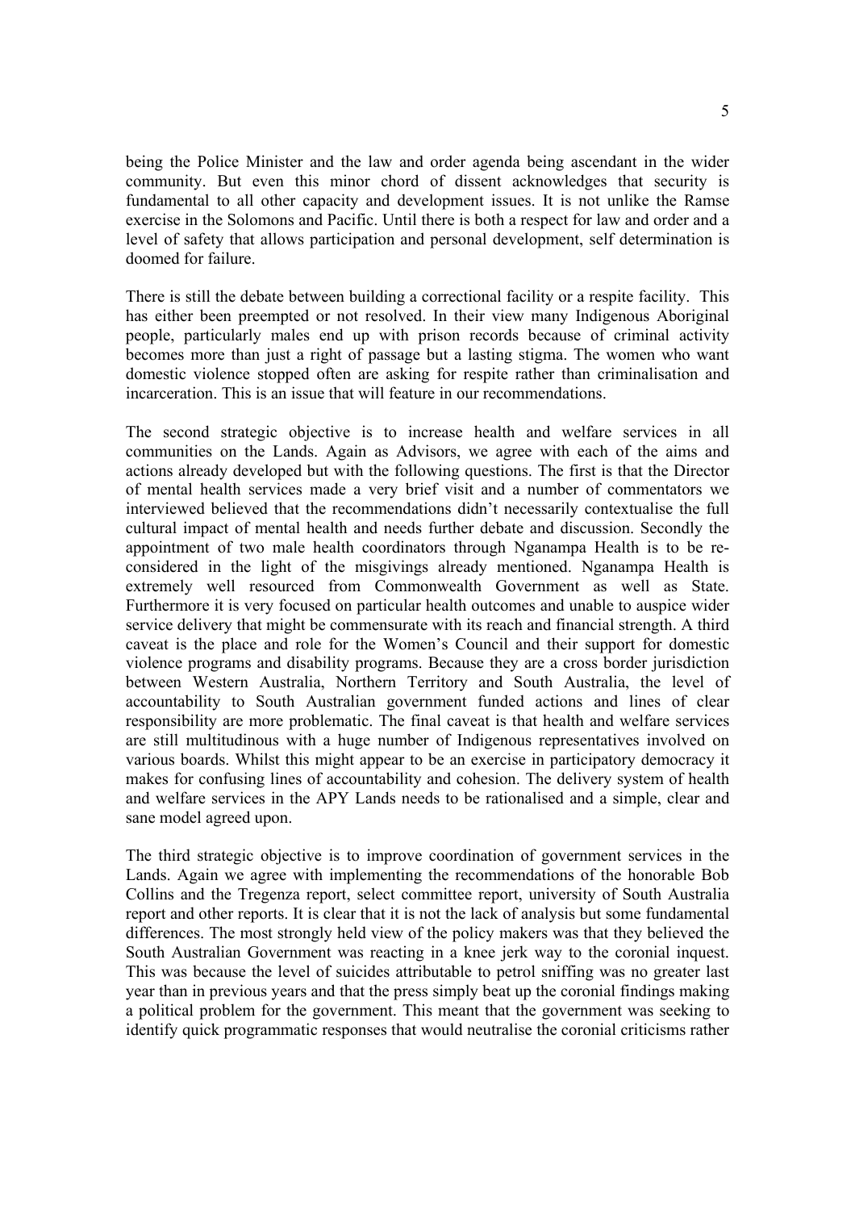being the Police Minister and the law and order agenda being ascendant in the wider community. But even this minor chord of dissent acknowledges that security is fundamental to all other capacity and development issues. It is not unlike the Ramse exercise in the Solomons and Pacific. Until there is both a respect for law and order and a level of safety that allows participation and personal development, self determination is doomed for failure.

There is still the debate between building a correctional facility or a respite facility. This has either been preempted or not resolved. In their view many Indigenous Aboriginal people, particularly males end up with prison records because of criminal activity becomes more than just a right of passage but a lasting stigma. The women who want domestic violence stopped often are asking for respite rather than criminalisation and incarceration. This is an issue that will feature in our recommendations.

The second strategic objective is to increase health and welfare services in all communities on the Lands. Again as Advisors, we agree with each of the aims and actions already developed but with the following questions. The first is that the Director of mental health services made a very brief visit and a number of commentators we interviewed believed that the recommendations didn't necessarily contextualise the full cultural impact of mental health and needs further debate and discussion. Secondly the appointment of two male health coordinators through Nganampa Health is to be re-considered in the light of the misgivings already mentioned. Nganampa Health is extremely well resourced from Commonwealth Government as well as State. Furthermore it is very focused on particular health outcomes and unable to auspice wider service delivery that might be commensurate with its reach and financial strength. A third caveat is the place and role for the Women's Council and their support for domestic violence programs and disability programs. Because they are a cross border jurisdiction between Western Australia, Northern Territory and South Australia, the level of accountability to South Australian government funded actions and lines of clear responsibility are more problematic. The final caveat is that health and welfare services are still multitudinous with a huge number of Indigenous representatives involved on various boards. Whilst this might appear to be an exercise in participatory democracy it makes for confusing lines of accountability and cohesion. The delivery system of health and welfare services in the APY Lands needs to be rationalised and a simple, clear and sane model agreed upon.

The third strategic objective is to improve coordination of government services in the Lands. Again we agree with implementing the recommendations of the honorable Bob Collins and the Tregenza report, select committee report, university of South Australia report and other reports. It is clear that it is not the lack of analysis but some fundamental differences. The most strongly held view of the policy makers was that they believed the South Australian Government was reacting in a knee jerk way to the coronial inquest. This was because the level of suicides attributable to petrol sniffing was no greater last year than in previous years and that the press simply beat up the coronial findings making a political problem for the government. This meant that the government was seeking to identify quick programmatic responses that would neutralise the coronial criticisms rather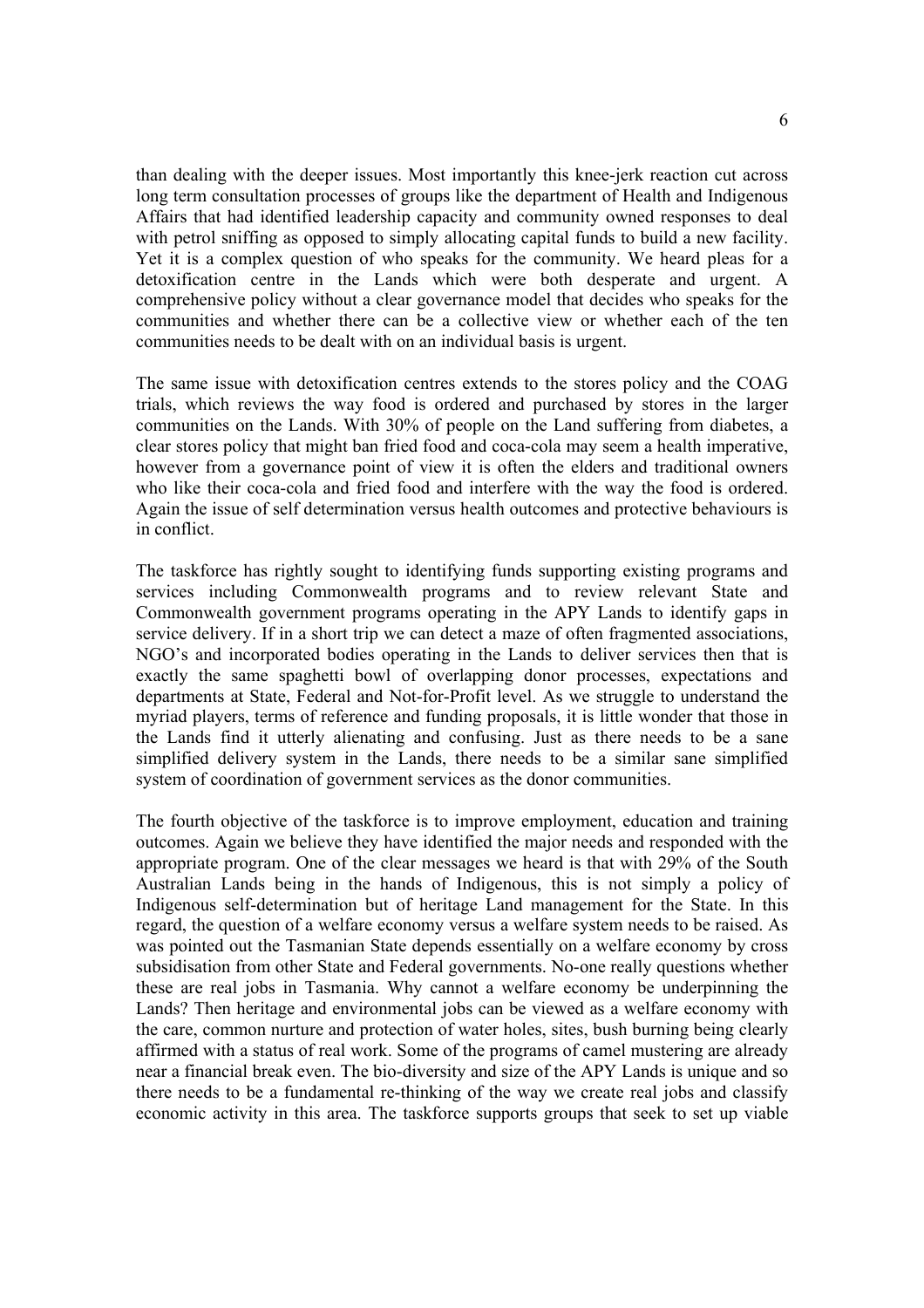than dealing with the deeper issues. Most importantly this knee-jerk reaction cut across long term consultation processes of groups like the department of Health and Indigenous Affairs that had identified leadership capacity and community owned responses to deal with petrol sniffing as opposed to simply allocating capital funds to build a new facility. Yet it is a complex question of who speaks for the community. We heard pleas for a detoxification centre in the Lands which were both desperate and urgent. A comprehensive policy without a clear governance model that decides who speaks for the communities and whether there can be a collective view or whether each of the ten communities needs to be dealt with on an individual basis is urgent.

The same issue with detoxification centres extends to the stores policy and the COAG trials, which reviews the way food is ordered and purchased by stores in the larger communities on the Lands. With 30% of people on the Land suffering from diabetes, a clear stores policy that might ban fried food and coca-cola may seem a health imperative, however from a governance point of view it is often the elders and traditional owners who like their coca-cola and fried food and interfere with the way the food is ordered. Again the issue of self determination versus health outcomes and protective behaviours is in conflict.

The taskforce has rightly sought to identifying funds supporting existing programs and services including Commonwealth programs and to review relevant State and Commonwealth government programs operating in the APY Lands to identify gaps in service delivery. If in a short trip we can detect a maze of often fragmented associations, NGO's and incorporated bodies operating in the Lands to deliver services then that is exactly the same spaghetti bowl of overlapping donor processes, expectations and departments at State, Federal and Not-for-Profit level. As we struggle to understand the myriad players, terms of reference and funding proposals, it is little wonder that those in the Lands find it utterly alienating and confusing. Just as there needs to be a sane simplified delivery system in the Lands, there needs to be a similar sane simplified system of coordination of government services as the donor communities.

The fourth objective of the taskforce is to improve employment, education and training outcomes. Again we believe they have identified the major needs and responded with the appropriate program. One of the clear messages we heard is that with 29% of the South Australian Lands being in the hands of Indigenous, this is not simply a policy of Indigenous self-determination but of heritage Land management for the State. In this regard, the question of a welfare economy versus a welfare system needs to be raised. As was pointed out the Tasmanian State depends essentially on a welfare economy by cross subsidisation from other State and Federal governments. No-one really questions whether these are real jobs in Tasmania. Why cannot a welfare economy be underpinning the Lands? Then heritage and environmental jobs can be viewed as a welfare economy with the care, common nurture and protection of water holes, sites, bush burning being clearly affirmed with a status of real work. Some of the programs of camel mustering are already near a financial break even. The bio-diversity and size of the APY Lands is unique and so there needs to be a fundamental re-thinking of the way we create real jobs and classify economic activity in this area. The taskforce supports groups that seek to set up viable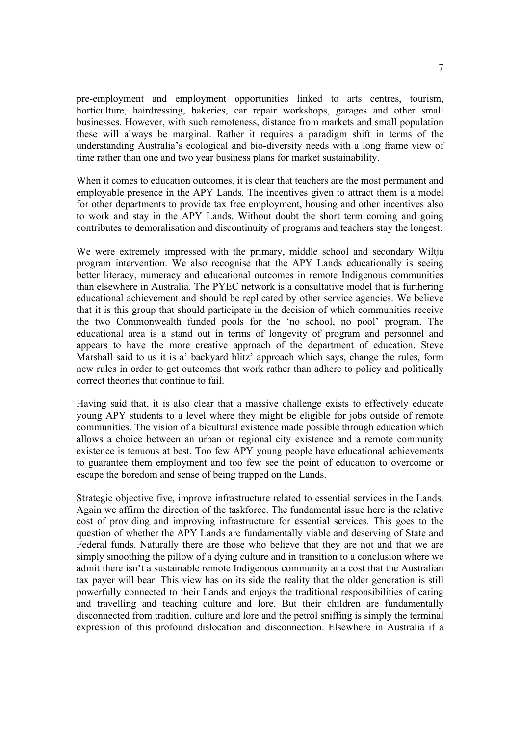pre-employment and employment opportunities linked to arts centres, tourism, horticulture, hairdressing, bakeries, car repair workshops, garages and other small businesses. However, with such remoteness, distance from markets and small population these will always be marginal. Rather it requires a paradigm shift in terms of the understanding Australia's ecological and bio-diversity needs with a long frame view of time rather than one and two year business plans for market sustainability.

When it comes to education outcomes, it is clear that teachers are the most permanent and employable presence in the APY Lands. The incentives given to attract them is a model for other departments to provide tax free employment, housing and other incentives also to work and stay in the APY Lands. Without doubt the short term coming and going contributes to demoralisation and discontinuity of programs and teachers stay the longest.

We were extremely impressed with the primary, middle school and secondary Wiltja program intervention. We also recognise that the APY Lands educationally is seeing better literacy, numeracy and educational outcomes in remote Indigenous communities than elsewhere in Australia. The PYEC network is a consultative model that is furthering educational achievement and should be replicated by other service agencies. We believe that it is this group that should participate in the decision of which communities receive the two Commonwealth funded pools for the 'no school, no pool' program. The educational area is a stand out in terms of longevity of program and personnel and appears to have the more creative approach of the department of education. Steve Marshall said to us it is a' backyard blitz' approach which says, change the rules, form new rules in order to get outcomes that work rather than adhere to policy and politically correct theories that continue to fail.

Having said that, it is also clear that a massive challenge exists to effectively educate young APY students to a level where they might be eligible for jobs outside of remote communities. The vision of a bicultural existence made possible through education which allows a choice between an urban or regional city existence and a remote community existence is tenuous at best. Too few APY young people have educational achievements to guarantee them employment and too few see the point of education to overcome or escape the boredom and sense of being trapped on the Lands.

Strategic objective five, improve infrastructure related to essential services in the Lands. Again we affirm the direction of the taskforce. The fundamental issue here is the relative cost of providing and improving infrastructure for essential services. This goes to the question of whether the APY Lands are fundamentally viable and deserving of State and Federal funds. Naturally there are those who believe that they are not and that we are simply smoothing the pillow of a dying culture and in transition to a conclusion where we admit there isn't a sustainable remote Indigenous community at a cost that the Australian tax payer will bear. This view has on its side the reality that the older generation is still powerfully connected to their Lands and enjoys the traditional responsibilities of caring and travelling and teaching culture and lore. But their children are fundamentally disconnected from tradition, culture and lore and the petrol sniffing is simply the terminal expression of this profound dislocation and disconnection. Elsewhere in Australia if a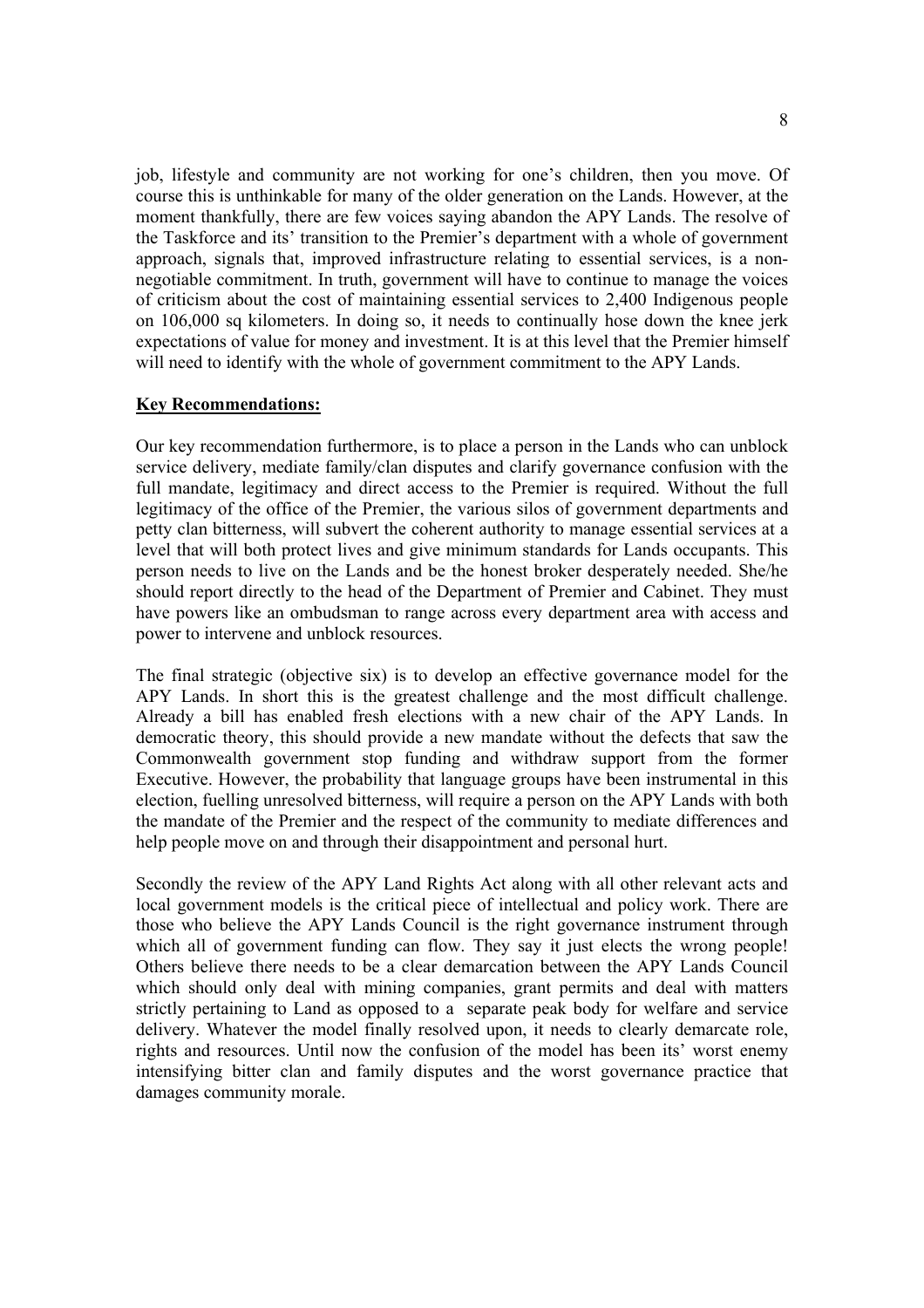job, lifestyle and community are not working for one's children, then you move. Of course this is unthinkable for many of the older generation on the Lands. However, at the moment thankfully, there are few voices saying abandon the APY Lands. The resolve of the Taskforce and its' transition to the Premier's department with a whole of government approach, signals that, improved infrastructure relating to essential services, is a non-negotiable commitment. In truth, government will have to continue to manage the voices of criticism about the cost of maintaining essential services to 2,400 Indigenous people on 106,000 sq kilometers. In doing so, it needs to continually hose down the knee jerk expectations of value for money and investment. It is at this level that the Premier himself will need to identify with the whole of government commitment to the APY Lands.

**Key Recommendations:**

Our key recommendation furthermore, is to place a person in the Lands who can unblock service delivery, mediate family/clan disputes and clarify governance confusion with the full mandate, legitimacy and direct access to the Premier is required. Without the full legitimacy of the office of the Premier, the various silos of government departments and petty clan bitterness, will subvert the coherent authority to manage essential services at a level that will both protect lives and give minimum standards for Lands occupants. This person needs to live on the Lands and be the honest broker desperately needed. She/he should report directly to the head of the Department of Premier and Cabinet. They must have powers like an ombudsman to range across every department area with access and power to intervene and unblock resources.

The final strategic (objective six) is to develop an effective governance model for the APY Lands. In short this is the greatest challenge and the most difficult challenge. Already a bill has enabled fresh elections with a new chair of the APY Lands. In democratic theory, this should provide a new mandate without the defects that saw the Commonwealth government stop funding and withdraw support from the former Executive. However, the probability that language groups have been instrumental in this election, fuelling unresolved bitterness, will require a person on the APY Lands with both the mandate of the Premier and the respect of the community to mediate differences and help people move on and through their disappointment and personal hurt.

Secondly the review of the APY Land Rights Act along with all other relevant acts and local government models is the critical piece of intellectual and policy work. There are those who believe the APY Lands Council is the right governance instrument through which all of government funding can flow. They say it just elects the wrong people! Others believe there needs to be a clear demarcation between the APY Lands Council which should only deal with mining companies, grant permits and deal with matters strictly pertaining to Land as opposed to a separate peak body for welfare and service delivery. Whatever the model finally resolved upon, it needs to clearly demarcate role, rights and resources. Until now the confusion of the model has been its' worst enemy intensifying bitter clan and family disputes and the worst governance practice that damages community morale.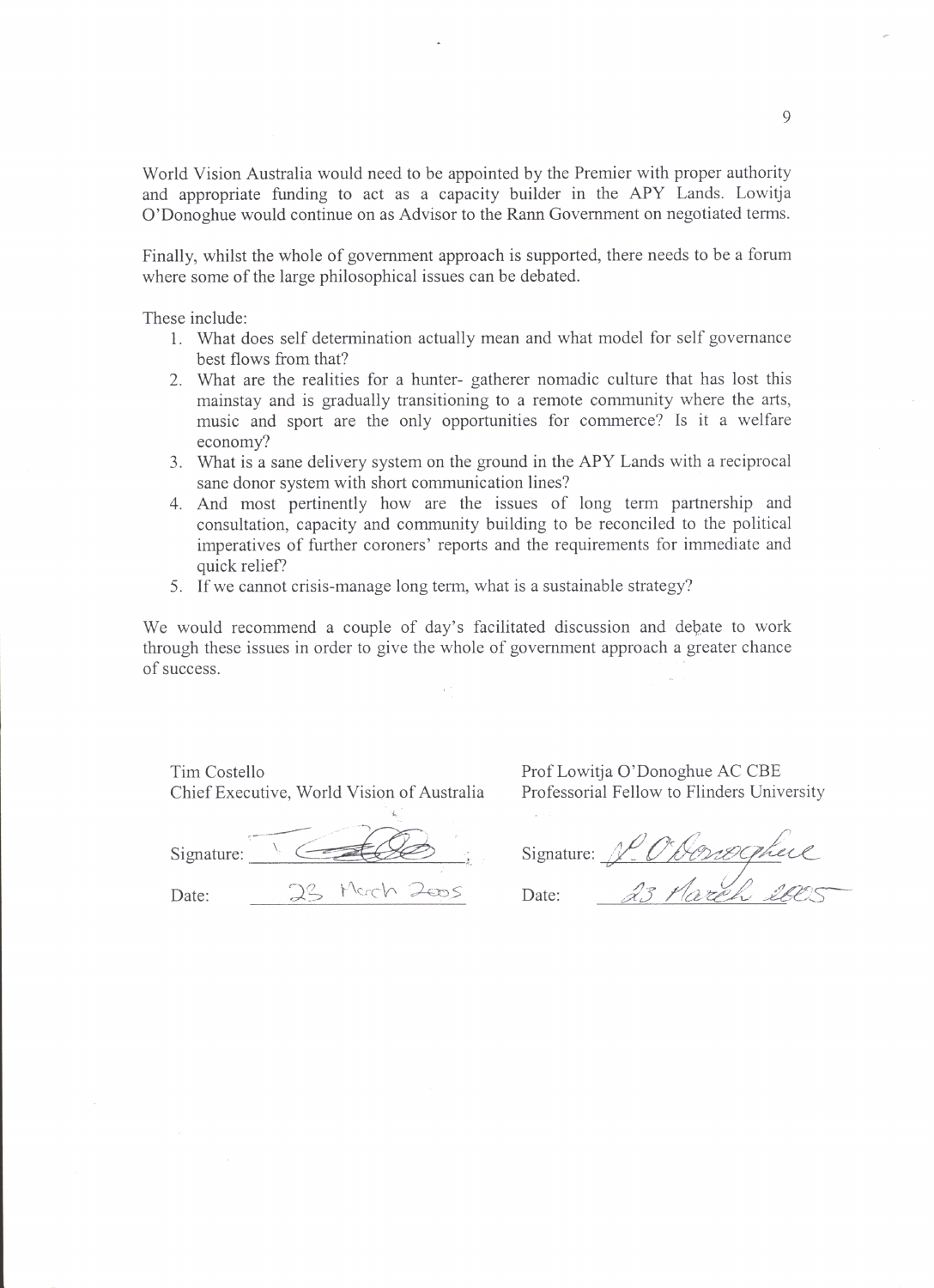World Vision Australia would need to be appointed by the Premier with proper authority and appropriate funding to act as a capacity builder in the APY Lands. Lowitja O'Donoghue would continue on as Advisor to the Rann Government on negotiated terms.

Finally, whilst the whole of government approach is supported, there needs to be a forum where some of the large philosophical issues can be debated.

These include:

1. What does self determination actually mean and what model for self governance best flows from that?
2. What are the realities for a hunter- gatherer nomadic culture that has lost this mainstay and is gradually transitioning to a remote community where the arts, music and sport are the only opportunities for commerce? Is it a welfare economy?
3. What is a sane delivery system on the ground in the APY Lands with a reciprocal sane donor system with short communication lines?
4. And most pertinently how are the issues of long term partnership and consultation, capacity and community building to be reconciled to the political imperatives of further coroners' reports and the requirements for immediate and quick relief?
5. If we cannot crisis-manage long term, what is a sustainable strategy?

We would recommend a couple of day's facilitated discussion and debate to work through these issues in order to give the whole of government approach a greater chance of success.

Tim Costello
Chief Executive, World Vision of Australia

Signature: [signature]

Date: 23 March 2005

Prof Lowitja O'Donoghue AC CBE
Professorial Fellow to Flinders University

Signature: L. O'Donoghue

Date: 23 March 2005